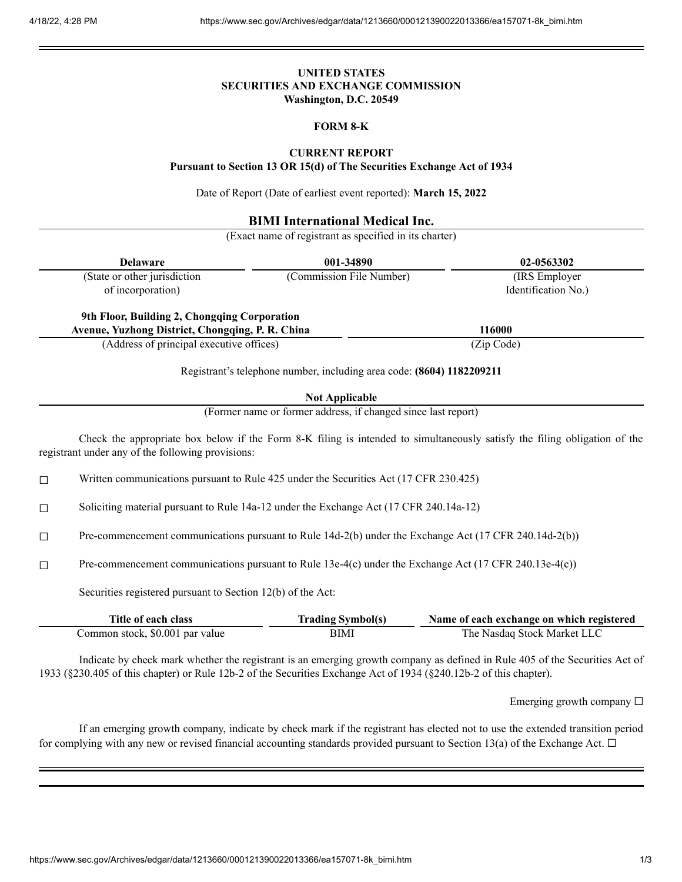# UNITED STATES
# SECURITIES AND EXCHANGE COMMISSION
**Washington, D.C. 20549**

## FORM 8-K

### CURRENT REPORT
**Pursuant to Section 13 OR 15(d) of The Securities Exchange Act of 1934**

Date of Report (Date of earliest event reported): **March 15, 2022**

**BIMI International Medical Inc.**
(Exact name of registrant as specified in its charter)

| Delaware | 001-34890 | 02-0563302 |
|---|---|---|
| (State or other jurisdiction of incorporation) | (Commission File Number) | (IRS Employer Identification No.) |

| 9th Floor, Building 2, Chongqing Corporation Avenue, Yuzhong District, Chongqing, P. R. China | 116000 |
|---|---|
| (Address of principal executive offices) | (Zip Code) |

Registrant's telephone number, including area code: **(8604) 1182209211**

**Not Applicable**
(Former name or former address, if changed since last report)

Check the appropriate box below if the Form 8-K filing is intended to simultaneously satisfy the filing obligation of the registrant under any of the following provisions:

☐ Written communications pursuant to Rule 425 under the Securities Act (17 CFR 230.425)

☐ Soliciting material pursuant to Rule 14a-12 under the Exchange Act (17 CFR 240.14a-12)

☐ Pre-commencement communications pursuant to Rule 14d-2(b) under the Exchange Act (17 CFR 240.14d-2(b))

☐ Pre-commencement communications pursuant to Rule 13e-4(c) under the Exchange Act (17 CFR 240.13e-4(c))

Securities registered pursuant to Section 12(b) of the Act:

| Title of each class | Trading Symbol(s) | Name of each exchange on which registered |
|---|---|---|
| Common stock, $0.001 par value | BIMI | The Nasdaq Stock Market LLC |

Indicate by check mark whether the registrant is an emerging growth company as defined in Rule 405 of the Securities Act of 1933 (§230.405 of this chapter) or Rule 12b-2 of the Securities Exchange Act of 1934 (§240.12b-2 of this chapter).

Emerging growth company ☐

If an emerging growth company, indicate by check mark if the registrant has elected not to use the extended transition period for complying with any new or revised financial accounting standards provided pursuant to Section 13(a) of the Exchange Act. ☐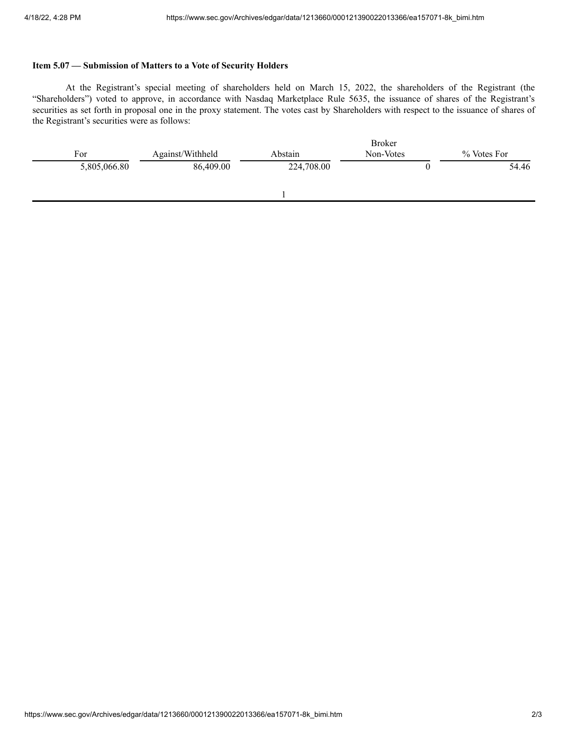**Item 5.07 — Submission of Matters to a Vote of Security Holders**

At the Registrant's special meeting of shareholders held on March 15, 2022, the shareholders of the Registrant (the "Shareholders") voted to approve, in accordance with Nasdaq Marketplace Rule 5635, the issuance of shares of the Registrant's securities as set forth in proposal one in the proxy statement. The votes cast by Shareholders with respect to the issuance of shares of the Registrant's securities were as follows:

| For | Against/Withheld | Abstain | Broker Non-Votes | % Votes For |
|---|---|---|---|---|
| 5,805,066.80 | 86,409.00 | 224,708.00 | 0 | 54.46 |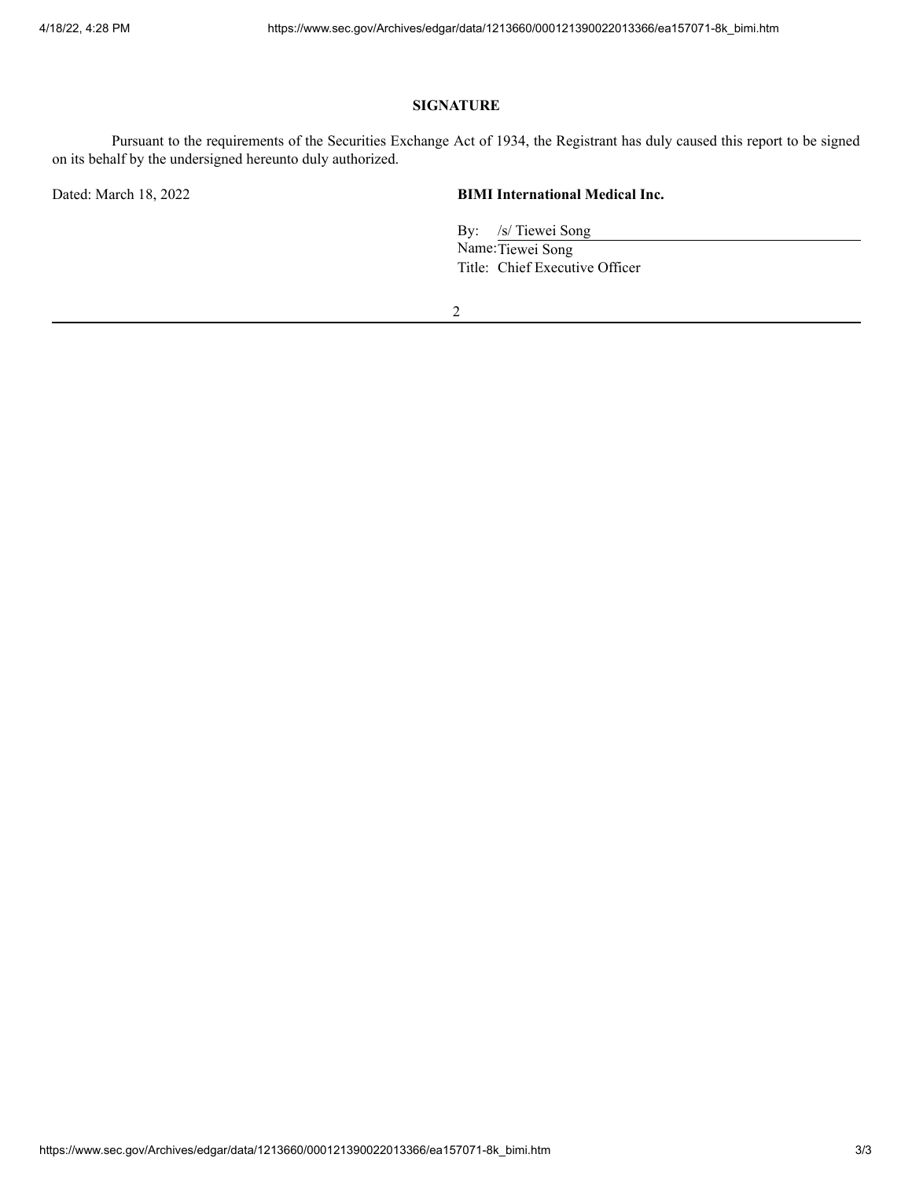**SIGNATURE**

Pursuant to the requirements of the Securities Exchange Act of 1934, the Registrant has duly caused this report to be signed on its behalf by the undersigned hereunto duly authorized.

Dated: March 18, 2022

**BIMI International Medical Inc.**

By: /s/ Tiewei Song
Name: Tiewei Song
Title: Chief Executive Officer